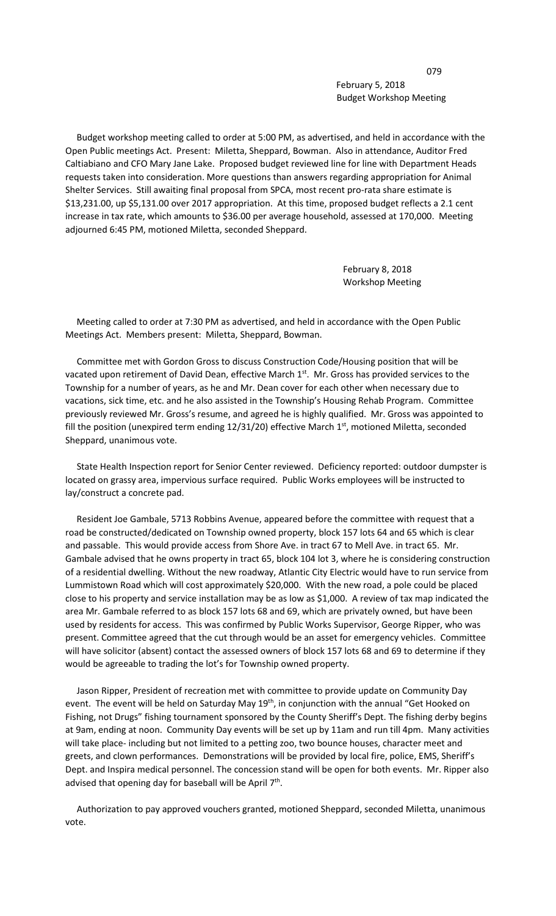February 5, 2018
Budget Workshop Meeting

Budget workshop meeting called to order at 5:00 PM, as advertised, and held in accordance with the Open Public meetings Act. Present: Miletta, Sheppard, Bowman. Also in attendance, Auditor Fred Caltiabiano and CFO Mary Jane Lake. Proposed budget reviewed line for line with Department Heads requests taken into consideration. More questions than answers regarding appropriation for Animal Shelter Services. Still awaiting final proposal from SPCA, most recent pro-rata share estimate is $13,231.00, up $5,131.00 over 2017 appropriation. At this time, proposed budget reflects a 2.1 cent increase in tax rate, which amounts to $36.00 per average household, assessed at 170,000. Meeting adjourned 6:45 PM, motioned Miletta, seconded Sheppard.

February 8, 2018
Workshop Meeting

Meeting called to order at 7:30 PM as advertised, and held in accordance with the Open Public Meetings Act. Members present: Miletta, Sheppard, Bowman.

Committee met with Gordon Gross to discuss Construction Code/Housing position that will be vacated upon retirement of David Dean, effective March 1st. Mr. Gross has provided services to the Township for a number of years, as he and Mr. Dean cover for each other when necessary due to vacations, sick time, etc. and he also assisted in the Township's Housing Rehab Program. Committee previously reviewed Mr. Gross's resume, and agreed he is highly qualified. Mr. Gross was appointed to fill the position (unexpired term ending 12/31/20) effective March 1st, motioned Miletta, seconded Sheppard, unanimous vote.

State Health Inspection report for Senior Center reviewed. Deficiency reported: outdoor dumpster is located on grassy area, impervious surface required. Public Works employees will be instructed to lay/construct a concrete pad.

Resident Joe Gambale, 5713 Robbins Avenue, appeared before the committee with request that a road be constructed/dedicated on Township owned property, block 157 lots 64 and 65 which is clear and passable. This would provide access from Shore Ave. in tract 67 to Mell Ave. in tract 65. Mr. Gambale advised that he owns property in tract 65, block 104 lot 3, where he is considering construction of a residential dwelling. Without the new roadway, Atlantic City Electric would have to run service from Lummistown Road which will cost approximately $20,000. With the new road, a pole could be placed close to his property and service installation may be as low as $1,000. A review of tax map indicated the area Mr. Gambale referred to as block 157 lots 68 and 69, which are privately owned, but have been used by residents for access. This was confirmed by Public Works Supervisor, George Ripper, who was present. Committee agreed that the cut through would be an asset for emergency vehicles. Committee will have solicitor (absent) contact the assessed owners of block 157 lots 68 and 69 to determine if they would be agreeable to trading the lot's for Township owned property.

Jason Ripper, President of recreation met with committee to provide update on Community Day event. The event will be held on Saturday May 19th, in conjunction with the annual "Get Hooked on Fishing, not Drugs" fishing tournament sponsored by the County Sheriff's Dept. The fishing derby begins at 9am, ending at noon. Community Day events will be set up by 11am and run till 4pm. Many activities will take place- including but not limited to a petting zoo, two bounce houses, character meet and greets, and clown performances. Demonstrations will be provided by local fire, police, EMS, Sheriff's Dept. and Inspira medical personnel. The concession stand will be open for both events. Mr. Ripper also advised that opening day for baseball will be April 7th.

Authorization to pay approved vouchers granted, motioned Sheppard, seconded Miletta, unanimous vote.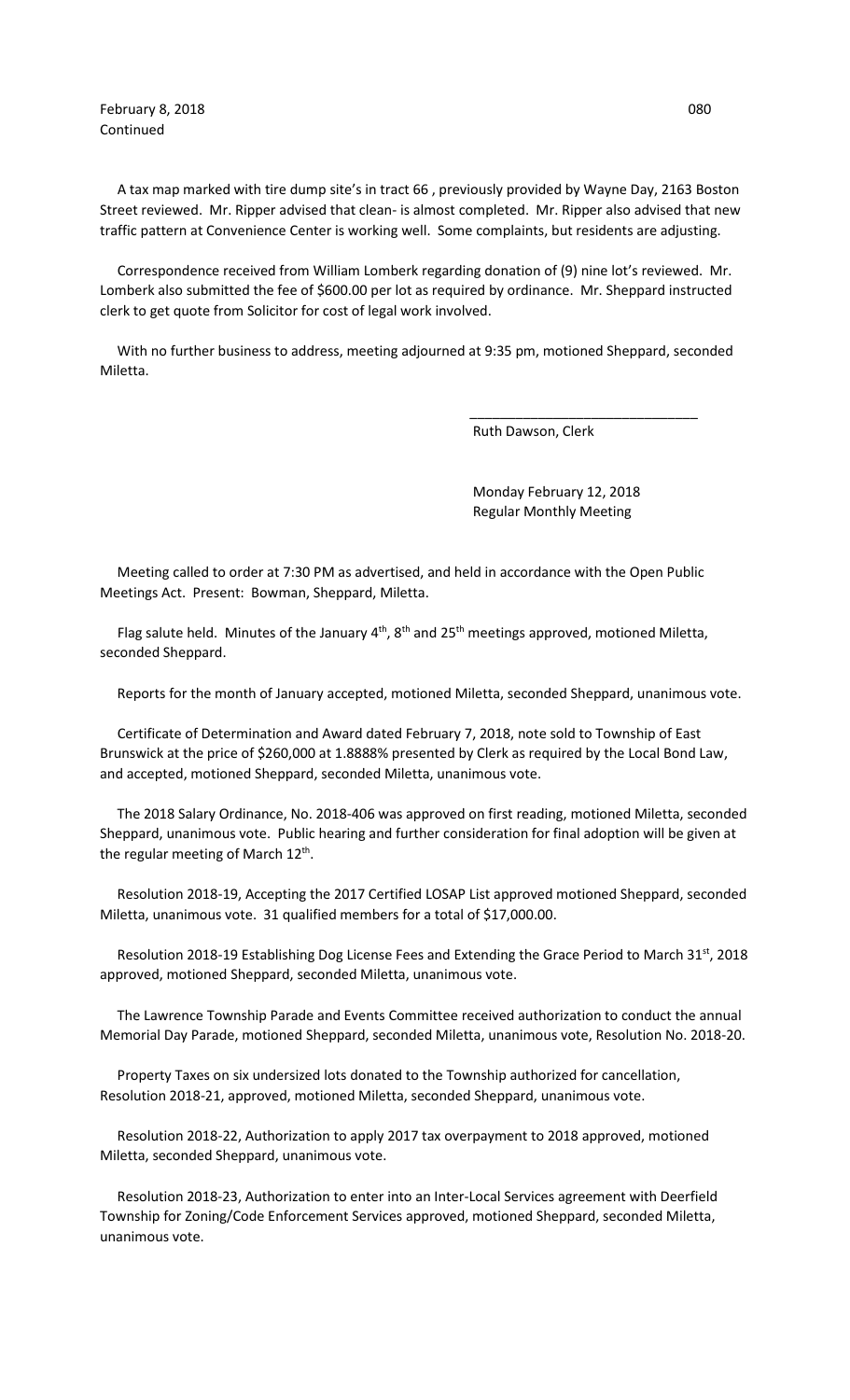February 8, 2018
Continued

A tax map marked with tire dump site's in tract 66 , previously provided by Wayne Day, 2163 Boston Street reviewed. Mr. Ripper advised that clean- is almost completed. Mr. Ripper also advised that new traffic pattern at Convenience Center is working well. Some complaints, but residents are adjusting.

Correspondence received from William Lomberk regarding donation of (9) nine lot's reviewed. Mr. Lomberk also submitted the fee of $600.00 per lot as required by ordinance. Mr. Sheppard instructed clerk to get quote from Solicitor for cost of legal work involved.

With no further business to address, meeting adjourned at 9:35 pm, motioned Sheppard, seconded Miletta.

\_\_\_\_\_\_\_\_\_\_\_\_\_\_\_\_\_\_\_\_\_\_\_\_\_\_\_\_\_\_

Ruth Dawson, Clerk

Monday February 12, 2018
Regular Monthly Meeting

Meeting called to order at 7:30 PM as advertised, and held in accordance with the Open Public Meetings Act. Present: Bowman, Sheppard, Miletta.

Flag salute held. Minutes of the January 4th, 8th and 25th meetings approved, motioned Miletta, seconded Sheppard.

Reports for the month of January accepted, motioned Miletta, seconded Sheppard, unanimous vote.

Certificate of Determination and Award dated February 7, 2018, note sold to Township of East Brunswick at the price of $260,000 at 1.8888% presented by Clerk as required by the Local Bond Law, and accepted, motioned Sheppard, seconded Miletta, unanimous vote.

The 2018 Salary Ordinance, No. 2018-406 was approved on first reading, motioned Miletta, seconded Sheppard, unanimous vote. Public hearing and further consideration for final adoption will be given at the regular meeting of March 12th.

Resolution 2018-19, Accepting the 2017 Certified LOSAP List approved motioned Sheppard, seconded Miletta, unanimous vote. 31 qualified members for a total of $17,000.00.

Resolution 2018-19 Establishing Dog License Fees and Extending the Grace Period to March 31st, 2018 approved, motioned Sheppard, seconded Miletta, unanimous vote.

The Lawrence Township Parade and Events Committee received authorization to conduct the annual Memorial Day Parade, motioned Sheppard, seconded Miletta, unanimous vote, Resolution No. 2018-20.

Property Taxes on six undersized lots donated to the Township authorized for cancellation, Resolution 2018-21, approved, motioned Miletta, seconded Sheppard, unanimous vote.

Resolution 2018-22, Authorization to apply 2017 tax overpayment to 2018 approved, motioned Miletta, seconded Sheppard, unanimous vote.

Resolution 2018-23, Authorization to enter into an Inter-Local Services agreement with Deerfield Township for Zoning/Code Enforcement Services approved, motioned Sheppard, seconded Miletta, unanimous vote.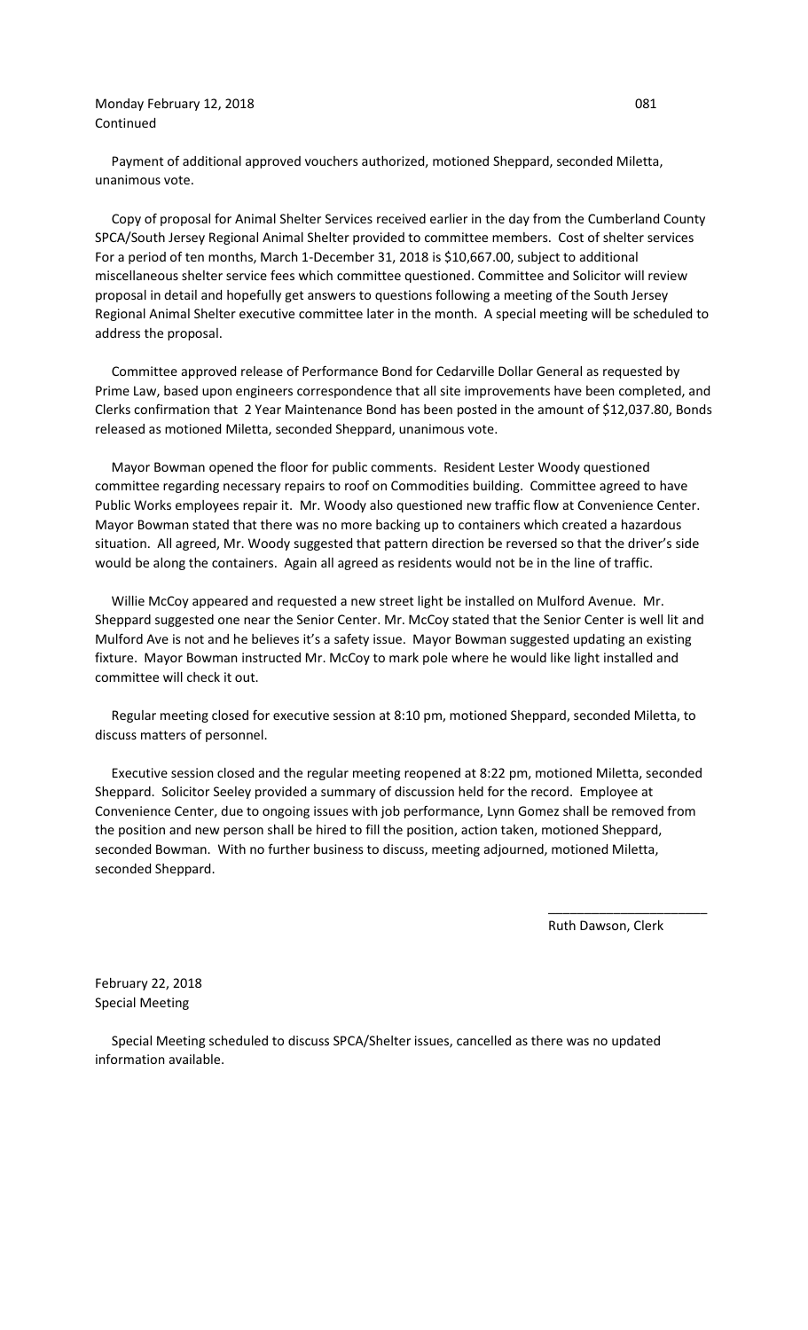Monday February 12, 2018

Continued

Payment of additional approved vouchers authorized, motioned Sheppard, seconded Miletta, unanimous vote.

Copy of proposal for Animal Shelter Services received earlier in the day from the Cumberland County SPCA/South Jersey Regional Animal Shelter provided to committee members. Cost of shelter services For a period of ten months, March 1-December 31, 2018 is $10,667.00, subject to additional miscellaneous shelter service fees which committee questioned. Committee and Solicitor will review proposal in detail and hopefully get answers to questions following a meeting of the South Jersey Regional Animal Shelter executive committee later in the month. A special meeting will be scheduled to address the proposal.

Committee approved release of Performance Bond for Cedarville Dollar General as requested by Prime Law, based upon engineers correspondence that all site improvements have been completed, and Clerks confirmation that 2 Year Maintenance Bond has been posted in the amount of $12,037.80, Bonds released as motioned Miletta, seconded Sheppard, unanimous vote.

Mayor Bowman opened the floor for public comments. Resident Lester Woody questioned committee regarding necessary repairs to roof on Commodities building. Committee agreed to have Public Works employees repair it. Mr. Woody also questioned new traffic flow at Convenience Center. Mayor Bowman stated that there was no more backing up to containers which created a hazardous situation. All agreed, Mr. Woody suggested that pattern direction be reversed so that the driver's side would be along the containers. Again all agreed as residents would not be in the line of traffic.

Willie McCoy appeared and requested a new street light be installed on Mulford Avenue. Mr. Sheppard suggested one near the Senior Center. Mr. McCoy stated that the Senior Center is well lit and Mulford Ave is not and he believes it's a safety issue. Mayor Bowman suggested updating an existing fixture. Mayor Bowman instructed Mr. McCoy to mark pole where he would like light installed and committee will check it out.

Regular meeting closed for executive session at 8:10 pm, motioned Sheppard, seconded Miletta, to discuss matters of personnel.

Executive session closed and the regular meeting reopened at 8:22 pm, motioned Miletta, seconded Sheppard. Solicitor Seeley provided a summary of discussion held for the record. Employee at Convenience Center, due to ongoing issues with job performance, Lynn Gomez shall be removed from the position and new person shall be hired to fill the position, action taken, motioned Sheppard, seconded Bowman. With no further business to discuss, meeting adjourned, motioned Miletta, seconded Sheppard.

______________________

Ruth Dawson, Clerk

February 22, 2018

Special Meeting

Special Meeting scheduled to discuss SPCA/Shelter issues, cancelled as there was no updated information available.